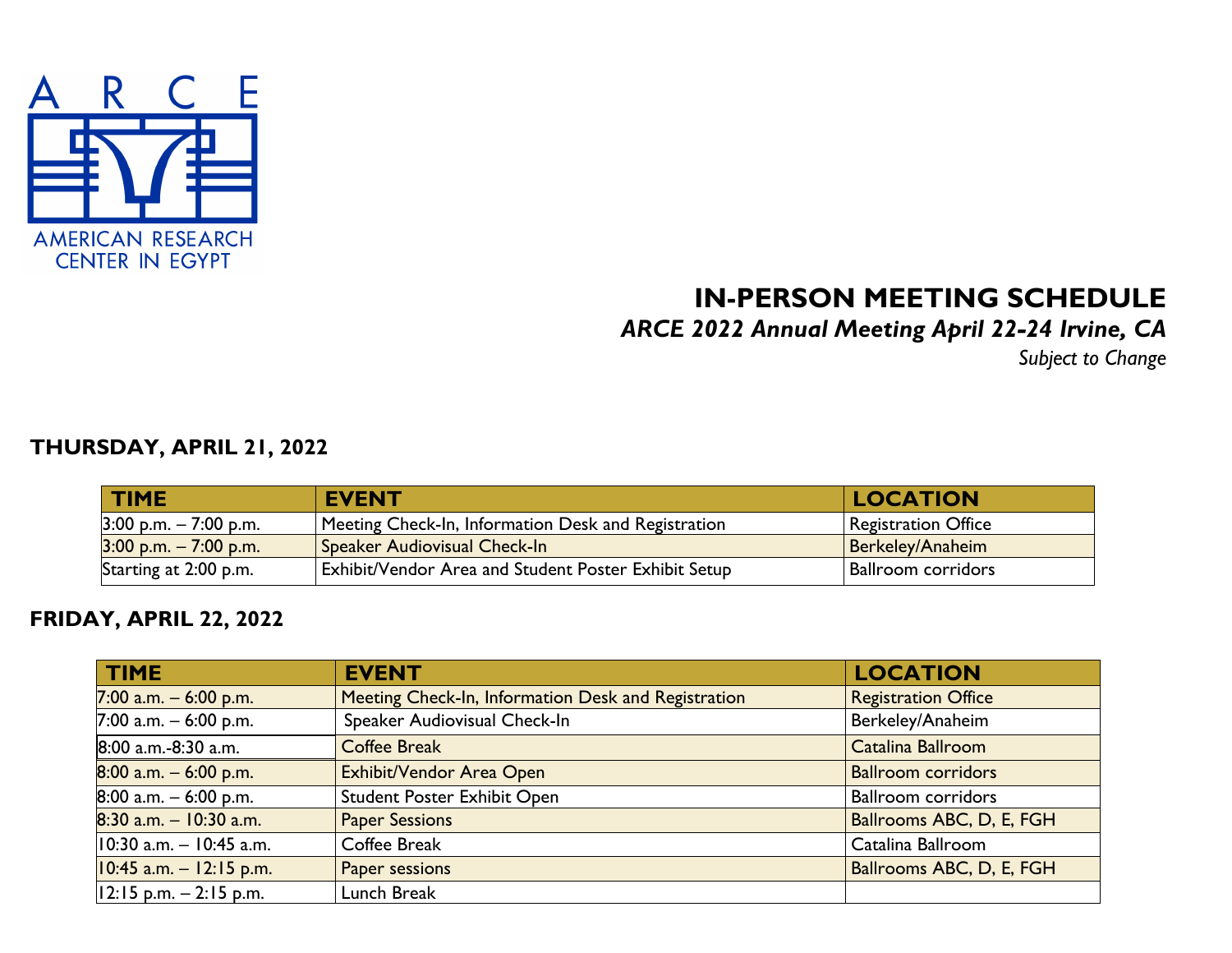AMERICAN RESEARCH CENTER IN EGYPT

# IN-PERSON MEETING SCHEDULE

***ARCE 2022 Annual Meeting April 22-24 Irvine, CA***

*Subject to Change*

## THURSDAY, APRIL 21, 2022

| TIME | EVENT | LOCATION |
|---|---|---|
| 3:00 p.m. – 7:00 p.m. | Meeting Check-In, Information Desk and Registration | Registration Office |
| 3:00 p.m. – 7:00 p.m. | Speaker Audiovisual Check-In | Berkeley/Anaheim |
| Starting at 2:00 p.m. | Exhibit/Vendor Area and Student Poster Exhibit Setup | Ballroom corridors |

## FRIDAY, APRIL 22, 2022

| TIME | EVENT | LOCATION |
|---|---|---|
| 7:00 a.m. – 6:00 p.m. | Meeting Check-In, Information Desk and Registration | Registration Office |
| 7:00 a.m. – 6:00 p.m. | Speaker Audiovisual Check-In | Berkeley/Anaheim |
| 8:00 a.m.-8:30 a.m. | Coffee Break | Catalina Ballroom |
| 8:00 a.m. – 6:00 p.m. | Exhibit/Vendor Area Open | Ballroom corridors |
| 8:00 a.m. – 6:00 p.m. | Student Poster Exhibit Open | Ballroom corridors |
| 8:30 a.m. – 10:30 a.m. | Paper Sessions | Ballrooms ABC, D, E, FGH |
| 10:30 a.m. – 10:45 a.m. | Coffee Break | Catalina Ballroom |
| 10:45 a.m. – 12:15 p.m. | Paper sessions | Ballrooms ABC, D, E, FGH |
| 12:15 p.m. – 2:15 p.m. | Lunch Break | |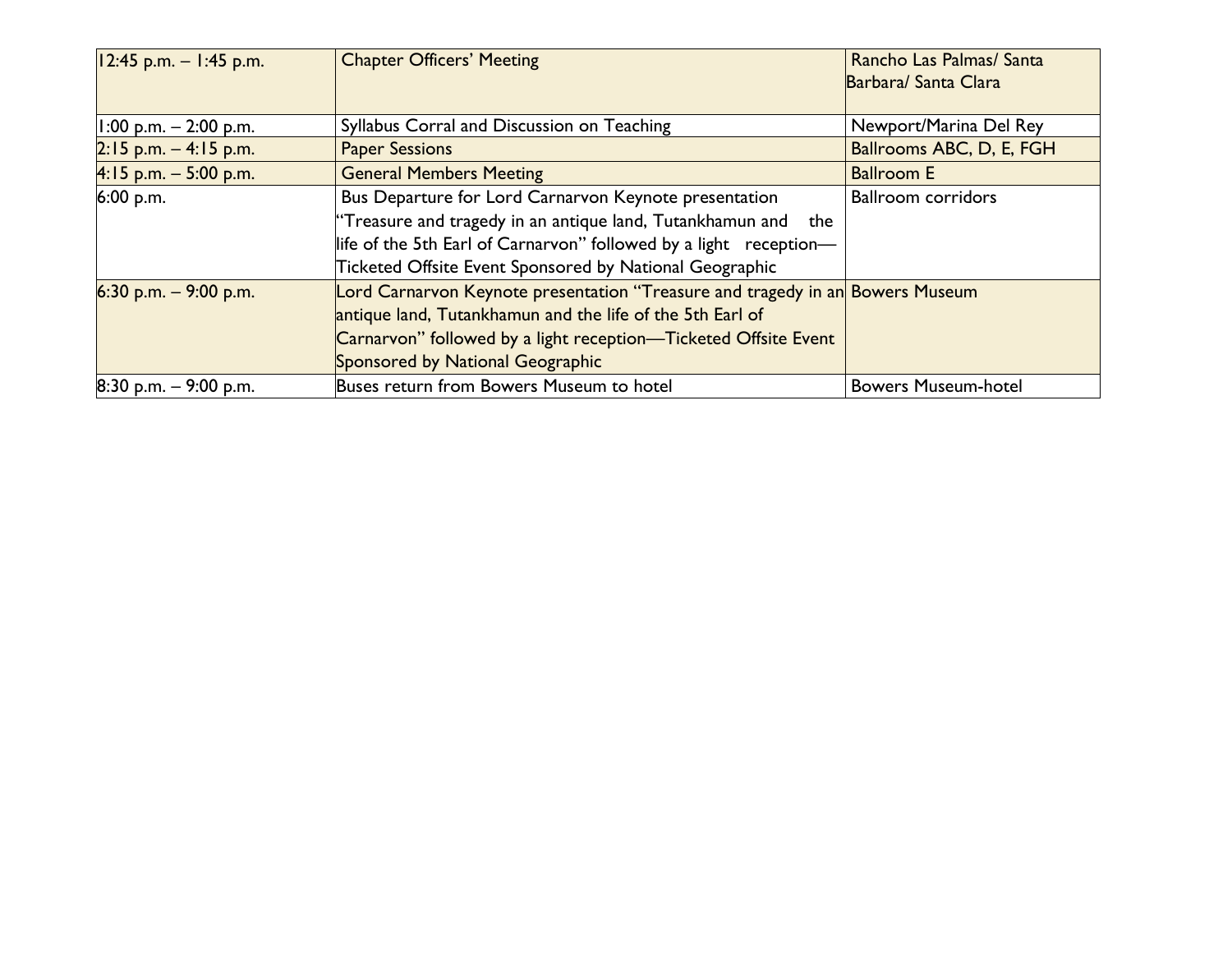| | | |
|---|---|---|
| 12:45 p.m. – 1:45 p.m. | Chapter Officers' Meeting | Rancho Las Palmas/ Santa Barbara/ Santa Clara |
| 1:00 p.m. – 2:00 p.m. | Syllabus Corral and Discussion on Teaching | Newport/Marina Del Rey |
| 2:15 p.m. – 4:15 p.m. | Paper Sessions | Ballrooms ABC, D, E, FGH |
| 4:15 p.m. – 5:00 p.m. | General Members Meeting | Ballroom E |
| 6:00 p.m. | Bus Departure for Lord Carnarvon Keynote presentation "Treasure and tragedy in an antique land, Tutankhamun and the life of the 5th Earl of Carnarvon" followed by a light reception—Ticketed Offsite Event Sponsored by National Geographic | Ballroom corridors |
| 6:30 p.m. – 9:00 p.m. | Lord Carnarvon Keynote presentation "Treasure and tragedy in an antique land, Tutankhamun and the life of the 5th Earl of Carnarvon" followed by a light reception—Ticketed Offsite Event Sponsored by National Geographic | Bowers Museum |
| 8:30 p.m. – 9:00 p.m. | Buses return from Bowers Museum to hotel | Bowers Museum-hotel |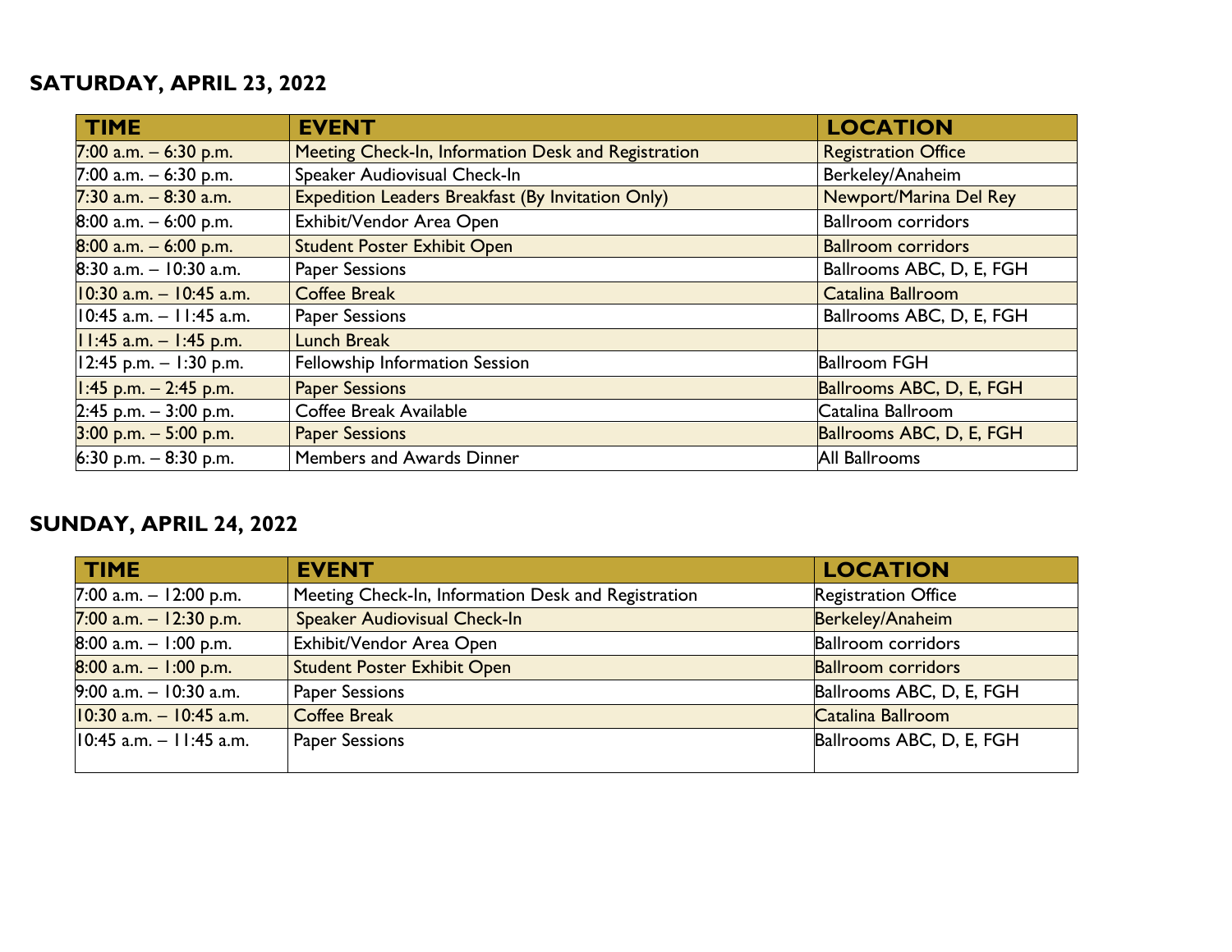## SATURDAY, APRIL 23, 2022

| TIME | EVENT | LOCATION |
| --- | --- | --- |
| 7:00 a.m. – 6:30 p.m. | Meeting Check-In, Information Desk and Registration | Registration Office |
| 7:00 a.m. – 6:30 p.m. | Speaker Audiovisual Check-In | Berkeley/Anaheim |
| 7:30 a.m. – 8:30 a.m. | Expedition Leaders Breakfast (By Invitation Only) | Newport/Marina Del Rey |
| 8:00 a.m. – 6:00 p.m. | Exhibit/Vendor Area Open | Ballroom corridors |
| 8:00 a.m. – 6:00 p.m. | Student Poster Exhibit Open | Ballroom corridors |
| 8:30 a.m. – 10:30 a.m. | Paper Sessions | Ballrooms ABC, D, E, FGH |
| 10:30 a.m. – 10:45 a.m. | Coffee Break | Catalina Ballroom |
| 10:45 a.m. – 11:45 a.m. | Paper Sessions | Ballrooms ABC, D, E, FGH |
| 11:45 a.m. – 1:45 p.m. | Lunch Break | |
| 12:45 p.m. – 1:30 p.m. | Fellowship Information Session | Ballroom FGH |
| 1:45 p.m. – 2:45 p.m. | Paper Sessions | Ballrooms ABC, D, E, FGH |
| 2:45 p.m. – 3:00 p.m. | Coffee Break Available | Catalina Ballroom |
| 3:00 p.m. – 5:00 p.m. | Paper Sessions | Ballrooms ABC, D, E, FGH |
| 6:30 p.m. – 8:30 p.m. | Members and Awards Dinner | All Ballrooms |

## SUNDAY, APRIL 24, 2022

| TIME | EVENT | LOCATION |
| --- | --- | --- |
| 7:00 a.m. – 12:00 p.m. | Meeting Check-In, Information Desk and Registration | Registration Office |
| 7:00 a.m. – 12:30 p.m. | Speaker Audiovisual Check-In | Berkeley/Anaheim |
| 8:00 a.m. – 1:00 p.m. | Exhibit/Vendor Area Open | Ballroom corridors |
| 8:00 a.m. – 1:00 p.m. | Student Poster Exhibit Open | Ballroom corridors |
| 9:00 a.m. – 10:30 a.m. | Paper Sessions | Ballrooms ABC, D, E, FGH |
| 10:30 a.m. – 10:45 a.m. | Coffee Break | Catalina Ballroom |
| 10:45 a.m. – 11:45 a.m. | Paper Sessions | Ballrooms ABC, D, E, FGH |